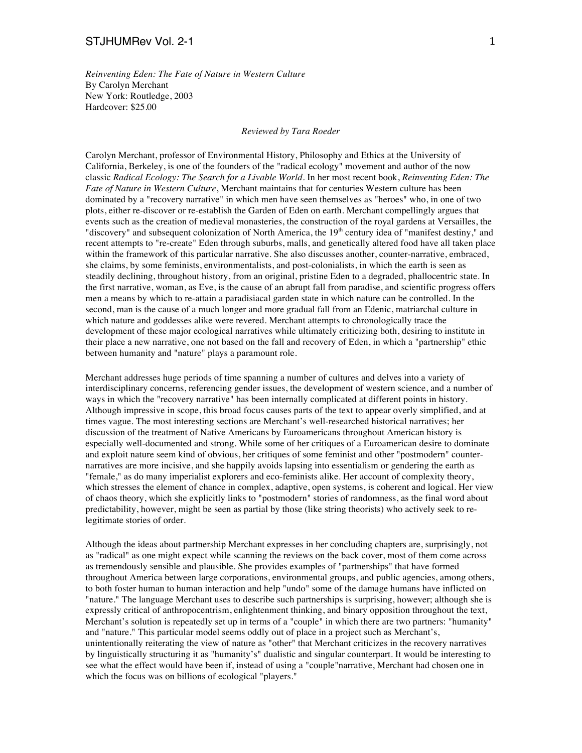*Reinventing Eden: The Fate of Nature in Western Culture*
By Carolyn Merchant
New York: Routledge, 2003
Hardcover: $25.00

*Reviewed by Tara Roeder*

Carolyn Merchant, professor of Environmental History, Philosophy and Ethics at the University of California, Berkeley, is one of the founders of the "radical ecology" movement and author of the now classic *Radical Ecology: The Search for a Livable World*. In her most recent book, *Reinventing Eden: The Fate of Nature in Western Culture*, Merchant maintains that for centuries Western culture has been dominated by a "recovery narrative" in which men have seen themselves as "heroes" who, in one of two plots, either re-discover or re-establish the Garden of Eden on earth. Merchant compellingly argues that events such as the creation of medieval monasteries, the construction of the royal gardens at Versailles, the "discovery" and subsequent colonization of North America, the 19th century idea of "manifest destiny," and recent attempts to "re-create" Eden through suburbs, malls, and genetically altered food have all taken place within the framework of this particular narrative. She also discusses another, counter-narrative, embraced, she claims, by some feminists, environmentalists, and post-colonialists, in which the earth is seen as steadily declining, throughout history, from an original, pristine Eden to a degraded, phallocentric state. In the first narrative, woman, as Eve, is the cause of an abrupt fall from paradise, and scientific progress offers men a means by which to re-attain a paradisiacal garden state in which nature can be controlled. In the second, man is the cause of a much longer and more gradual fall from an Edenic, matriarchal culture in which nature and goddesses alike were revered. Merchant attempts to chronologically trace the development of these major ecological narratives while ultimately criticizing both, desiring to institute in their place a new narrative, one not based on the fall and recovery of Eden, in which a "partnership" ethic between humanity and "nature" plays a paramount role.

Merchant addresses huge periods of time spanning a number of cultures and delves into a variety of interdisciplinary concerns, referencing gender issues, the development of western science, and a number of ways in which the "recovery narrative" has been internally complicated at different points in history. Although impressive in scope, this broad focus causes parts of the text to appear overly simplified, and at times vague. The most interesting sections are Merchant's well-researched historical narratives; her discussion of the treatment of Native Americans by Euroamericans throughout American history is especially well-documented and strong. While some of her critiques of a Euroamerican desire to dominate and exploit nature seem kind of obvious, her critiques of some feminist and other "postmodern" counter-narratives are more incisive, and she happily avoids lapsing into essentialism or gendering the earth as "female," as do many imperialist explorers and eco-feminists alike. Her account of complexity theory, which stresses the element of chance in complex, adaptive, open systems, is coherent and logical. Her view of chaos theory, which she explicitly links to "postmodern" stories of randomness, as the final word about predictability, however, might be seen as partial by those (like string theorists) who actively seek to re-legitimate stories of order.

Although the ideas about partnership Merchant expresses in her concluding chapters are, surprisingly, not as "radical" as one might expect while scanning the reviews on the back cover, most of them come across as tremendously sensible and plausible. She provides examples of "partnerships" that have formed throughout America between large corporations, environmental groups, and public agencies, among others, to both foster human to human interaction and help "undo" some of the damage humans have inflicted on "nature." The language Merchant uses to describe such partnerships is surprising, however; although she is expressly critical of anthropocentrism, enlightenment thinking, and binary opposition throughout the text, Merchant's solution is repeatedly set up in terms of a "couple" in which there are two partners: "humanity" and "nature." This particular model seems oddly out of place in a project such as Merchant's, unintentionally reiterating the view of nature as "other" that Merchant criticizes in the recovery narratives by linguistically structuring it as "humanity's" dualistic and singular counterpart. It would be interesting to see what the effect would have been if, instead of using a "couple"narrative, Merchant had chosen one in which the focus was on billions of ecological "players."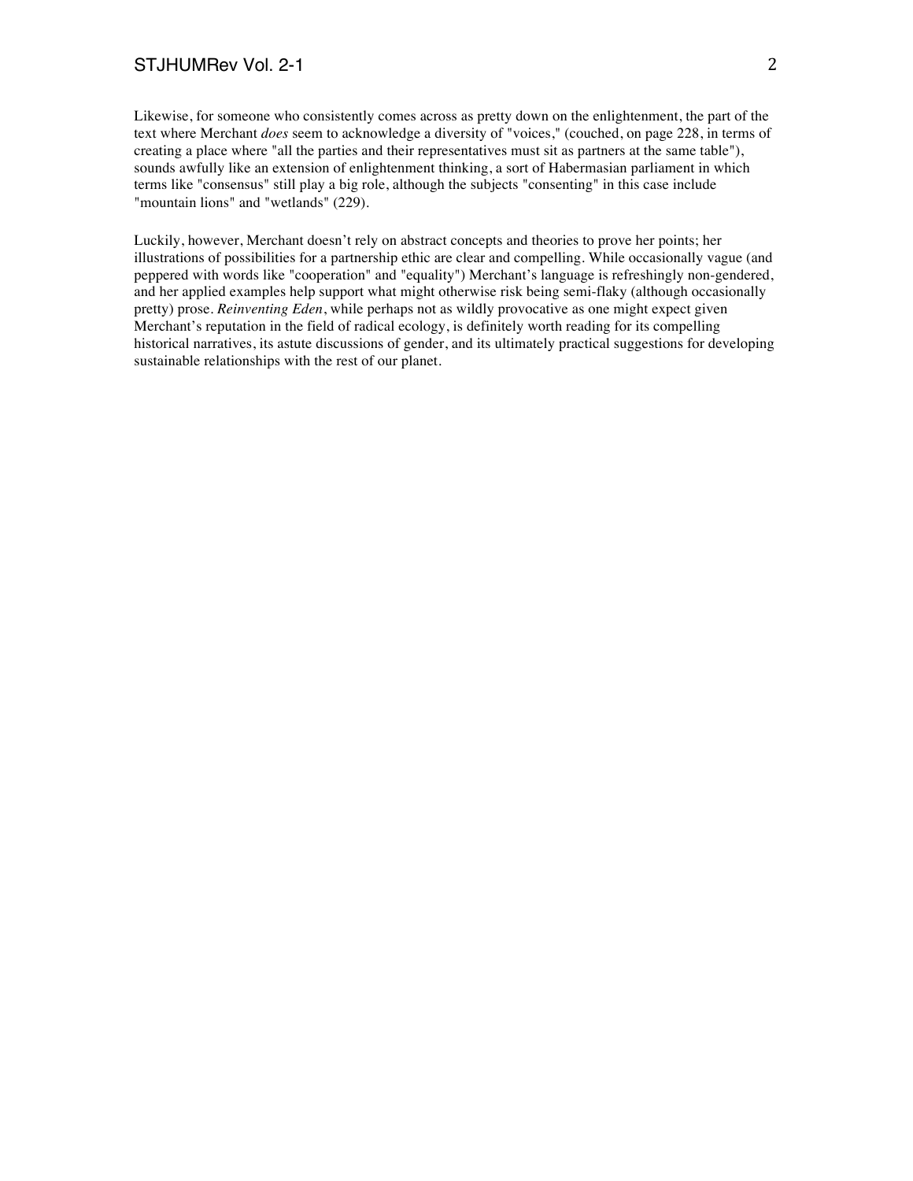Likewise, for someone who consistently comes across as pretty down on the enlightenment, the part of the text where Merchant *does* seem to acknowledge a diversity of "voices," (couched, on page 228, in terms of creating a place where "all the parties and their representatives must sit as partners at the same table"), sounds awfully like an extension of enlightenment thinking, a sort of Habermasian parliament in which terms like "consensus" still play a big role, although the subjects "consenting" in this case include "mountain lions" and "wetlands" (229).

Luckily, however, Merchant doesn't rely on abstract concepts and theories to prove her points; her illustrations of possibilities for a partnership ethic are clear and compelling. While occasionally vague (and peppered with words like "cooperation" and "equality") Merchant's language is refreshingly non-gendered, and her applied examples help support what might otherwise risk being semi-flaky (although occasionally pretty) prose. *Reinventing Eden*, while perhaps not as wildly provocative as one might expect given Merchant's reputation in the field of radical ecology, is definitely worth reading for its compelling historical narratives, its astute discussions of gender, and its ultimately practical suggestions for developing sustainable relationships with the rest of our planet.